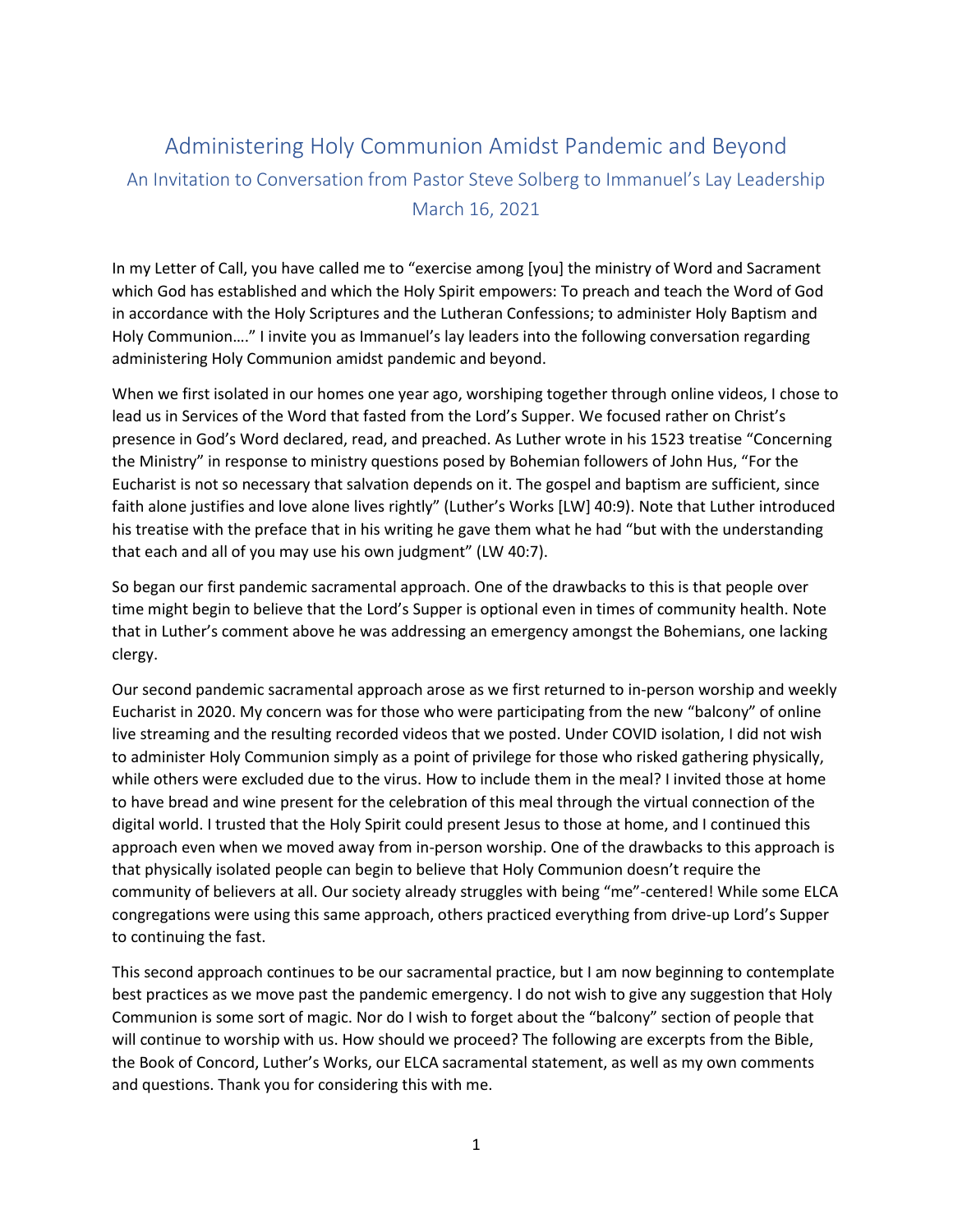# Administering Holy Communion Amidst Pandemic and Beyond

## An Invitation to Conversation from Pastor Steve Solberg to Immanuel's Lay Leadership

## March 16, 2021

In my Letter of Call, you have called me to "exercise among [you] the ministry of Word and Sacrament which God has established and which the Holy Spirit empowers: To preach and teach the Word of God in accordance with the Holy Scriptures and the Lutheran Confessions; to administer Holy Baptism and Holy Communion…." I invite you as Immanuel's lay leaders into the following conversation regarding administering Holy Communion amidst pandemic and beyond.

When we first isolated in our homes one year ago, worshiping together through online videos, I chose to lead us in Services of the Word that fasted from the Lord's Supper. We focused rather on Christ's presence in God's Word declared, read, and preached. As Luther wrote in his 1523 treatise "Concerning the Ministry" in response to ministry questions posed by Bohemian followers of John Hus, "For the Eucharist is not so necessary that salvation depends on it. The gospel and baptism are sufficient, since faith alone justifies and love alone lives rightly" (Luther's Works [LW] 40:9). Note that Luther introduced his treatise with the preface that in his writing he gave them what he had "but with the understanding that each and all of you may use his own judgment" (LW 40:7).

So began our first pandemic sacramental approach. One of the drawbacks to this is that people over time might begin to believe that the Lord's Supper is optional even in times of community health. Note that in Luther's comment above he was addressing an emergency amongst the Bohemians, one lacking clergy.

Our second pandemic sacramental approach arose as we first returned to in-person worship and weekly Eucharist in 2020. My concern was for those who were participating from the new "balcony" of online live streaming and the resulting recorded videos that we posted. Under COVID isolation, I did not wish to administer Holy Communion simply as a point of privilege for those who risked gathering physically, while others were excluded due to the virus. How to include them in the meal? I invited those at home to have bread and wine present for the celebration of this meal through the virtual connection of the digital world. I trusted that the Holy Spirit could present Jesus to those at home, and I continued this approach even when we moved away from in-person worship. One of the drawbacks to this approach is that physically isolated people can begin to believe that Holy Communion doesn't require the community of believers at all. Our society already struggles with being "me"-centered! While some ELCA congregations were using this same approach, others practiced everything from drive-up Lord's Supper to continuing the fast.

This second approach continues to be our sacramental practice, but I am now beginning to contemplate best practices as we move past the pandemic emergency. I do not wish to give any suggestion that Holy Communion is some sort of magic. Nor do I wish to forget about the "balcony" section of people that will continue to worship with us. How should we proceed? The following are excerpts from the Bible, the Book of Concord, Luther's Works, our ELCA sacramental statement, as well as my own comments and questions. Thank you for considering this with me.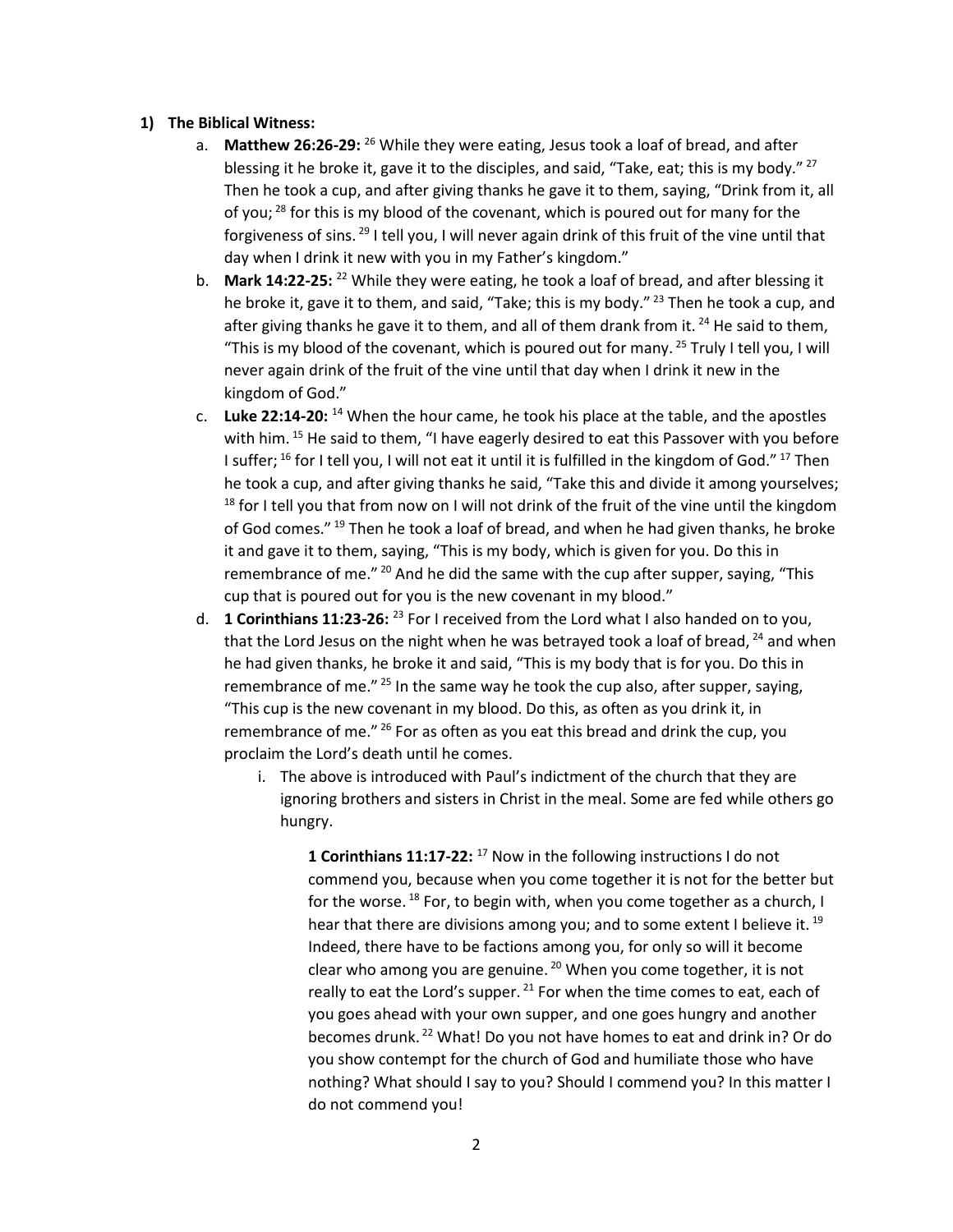1) **The Biblical Witness:**
   a. **Matthew 26:26-29:** [26] While they were eating, Jesus took a loaf of bread, and after blessing it he broke it, gave it to the disciples, and said, "Take, eat; this is my body." [27] Then he took a cup, and after giving thanks he gave it to them, saying, "Drink from it, all of you; [28] for this is my blood of the covenant, which is poured out for many for the forgiveness of sins. [29] I tell you, I will never again drink of this fruit of the vine until that day when I drink it new with you in my Father's kingdom."

   b. **Mark 14:22-25:** [22] While they were eating, he took a loaf of bread, and after blessing it he broke it, gave it to them, and said, "Take; this is my body." [23] Then he took a cup, and after giving thanks he gave it to them, and all of them drank from it. [24] He said to them, "This is my blood of the covenant, which is poured out for many. [25] Truly I tell you, I will never again drink of the fruit of the vine until that day when I drink it new in the kingdom of God."

   c. **Luke 22:14-20:** [14] When the hour came, he took his place at the table, and the apostles with him. [15] He said to them, "I have eagerly desired to eat this Passover with you before I suffer; [16] for I tell you, I will not eat it until it is fulfilled in the kingdom of God." [17] Then he took a cup, and after giving thanks he said, "Take this and divide it among yourselves; [18] for I tell you that from now on I will not drink of the fruit of the vine until the kingdom of God comes." [19] Then he took a loaf of bread, and when he had given thanks, he broke it and gave it to them, saying, "This is my body, which is given for you. Do this in remembrance of me." [20] And he did the same with the cup after supper, saying, "This cup that is poured out for you is the new covenant in my blood."

   d. **1 Corinthians 11:23-26:** [23] For I received from the Lord what I also handed on to you, that the Lord Jesus on the night when he was betrayed took a loaf of bread, [24] and when he had given thanks, he broke it and said, "This is my body that is for you. Do this in remembrance of me." [25] In the same way he took the cup also, after supper, saying, "This cup is the new covenant in my blood. Do this, as often as you drink it, in remembrance of me." [26] For as often as you eat this bread and drink the cup, you proclaim the Lord's death until he comes.

      i. The above is introduced with Paul's indictment of the church that they are ignoring brothers and sisters in Christ in the meal. Some are fed while others go hungry.

         > **1 Corinthians 11:17-22:** [17] Now in the following instructions I do not commend you, because when you come together it is not for the better but for the worse. [18] For, to begin with, when you come together as a church, I hear that there are divisions among you; and to some extent I believe it. [19] Indeed, there have to be factions among you, for only so will it become clear who among you are genuine. [20] When you come together, it is not really to eat the Lord's supper. [21] For when the time comes to eat, each of you goes ahead with your own supper, and one goes hungry and another becomes drunk. [22] What! Do you not have homes to eat and drink in? Or do you show contempt for the church of God and humiliate those who have nothing? What should I say to you? Should I commend you? In this matter I do not commend you!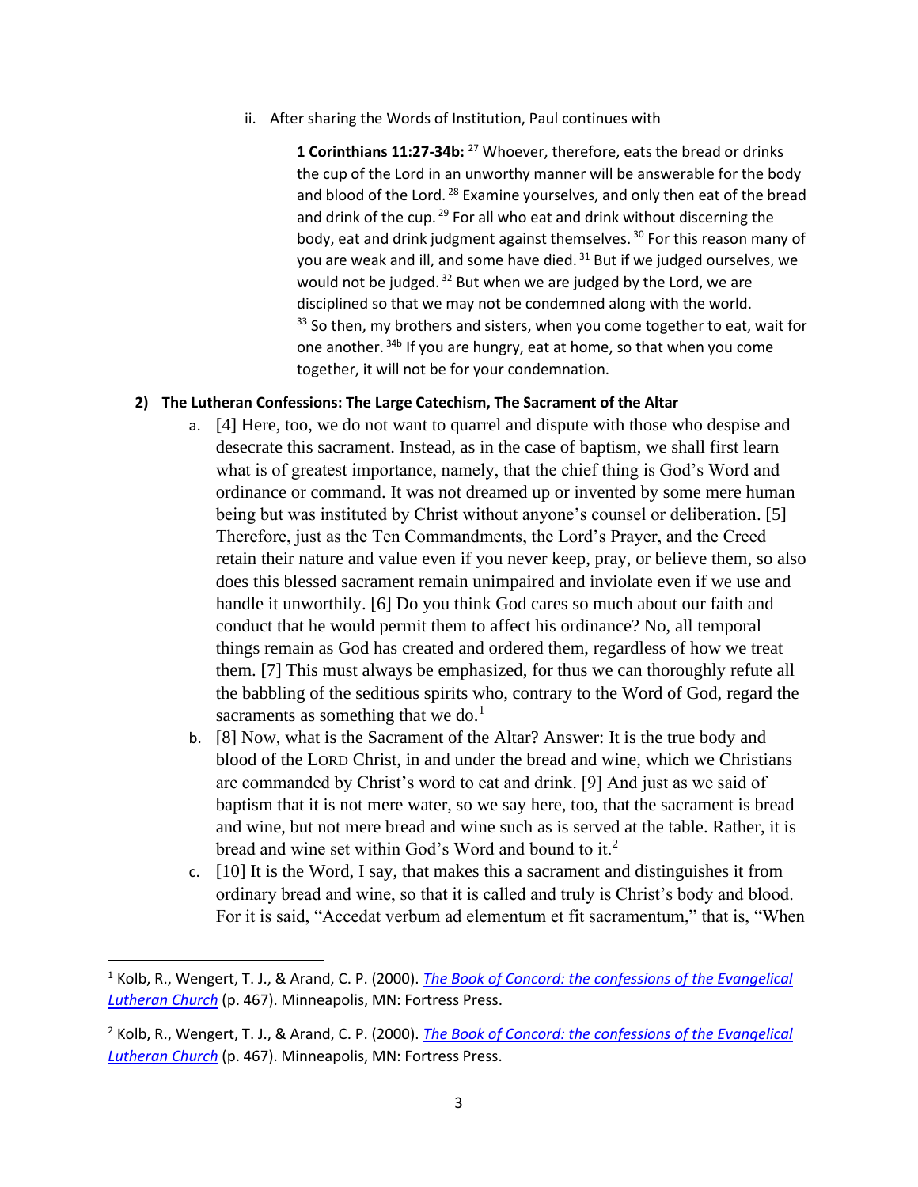ii. After sharing the Words of Institution, Paul continues with

> **1 Corinthians 11:27-34b:** [27] Whoever, therefore, eats the bread or drinks the cup of the Lord in an unworthy manner will be answerable for the body and blood of the Lord. [28] Examine yourselves, and only then eat of the bread and drink of the cup. [29] For all who eat and drink without discerning the body, eat and drink judgment against themselves. [30] For this reason many of you are weak and ill, and some have died. [31] But if we judged ourselves, we would not be judged. [32] But when we are judged by the Lord, we are disciplined so that we may not be condemned along with the world. [33] So then, my brothers and sisters, when you come together to eat, wait for one another. [34b] If you are hungry, eat at home, so that when you come together, it will not be for your condemnation.

**2) The Lutheran Confessions: The Large Catechism, The Sacrament of the Altar**

a. [4] Here, too, we do not want to quarrel and dispute with those who despise and desecrate this sacrament. Instead, as in the case of baptism, we shall first learn what is of greatest importance, namely, that the chief thing is God's Word and ordinance or command. It was not dreamed up or invented by some mere human being but was instituted by Christ without anyone's counsel or deliberation. [5] Therefore, just as the Ten Commandments, the Lord's Prayer, and the Creed retain their nature and value even if you never keep, pray, or believe them, so also does this blessed sacrament remain unimpaired and inviolate even if we use and handle it unworthily. [6] Do you think God cares so much about our faith and conduct that he would permit them to affect his ordinance? No, all temporal things remain as God has created and ordered them, regardless of how we treat them. [7] This must always be emphasized, for thus we can thoroughly refute all the babbling of the seditious spirits who, contrary to the Word of God, regard the sacraments as something that we do.[1]

b. [8] Now, what is the Sacrament of the Altar? Answer: It is the true body and blood of the LORD Christ, in and under the bread and wine, which we Christians are commanded by Christ's word to eat and drink. [9] And just as we said of baptism that it is not mere water, so we say here, too, that the sacrament is bread and wine, but not mere bread and wine such as is served at the table. Rather, it is bread and wine set within God's Word and bound to it.[2]

c. [10] It is the Word, I say, that makes this a sacrament and distinguishes it from ordinary bread and wine, so that it is called and truly is Christ's body and blood. For it is said, "Accedat verbum ad elementum et fit sacramentum," that is, "When

---

[1] Kolb, R., Wengert, T. J., & Arand, C. P. (2000). *The Book of Concord: the confessions of the Evangelical Lutheran Church* (p. 467). Minneapolis, MN: Fortress Press.

[2] Kolb, R., Wengert, T. J., & Arand, C. P. (2000). *The Book of Concord: the confessions of the Evangelical Lutheran Church* (p. 467). Minneapolis, MN: Fortress Press.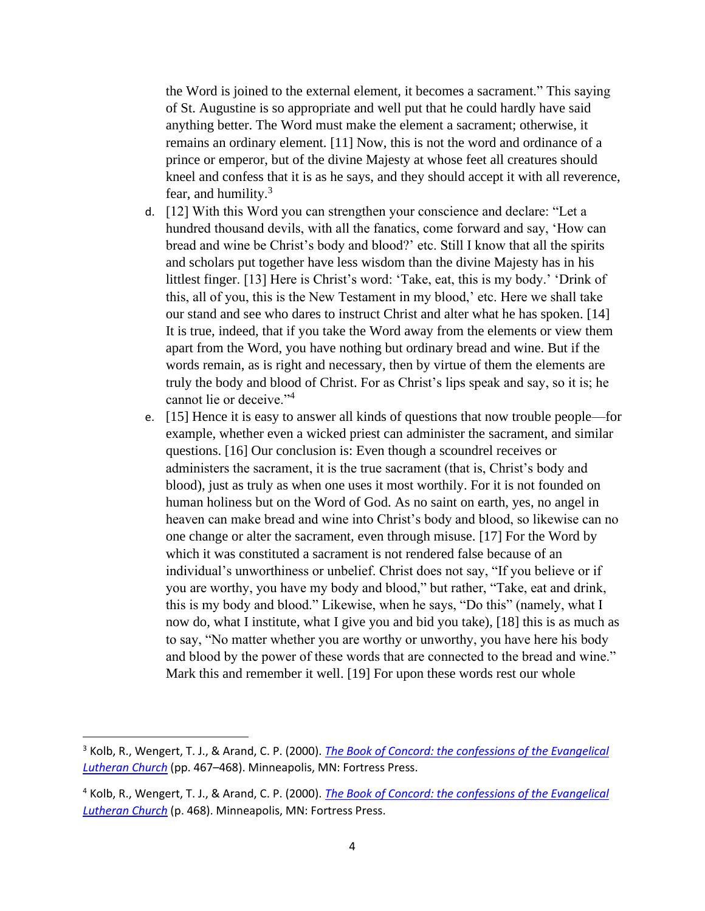the Word is joined to the external element, it becomes a sacrament." This saying of St. Augustine is so appropriate and well put that he could hardly have said anything better. The Word must make the element a sacrament; otherwise, it remains an ordinary element. [11] Now, this is not the word and ordinance of a prince or emperor, but of the divine Majesty at whose feet all creatures should kneel and confess that it is as he says, and they should accept it with all reverence, fear, and humility.[3]

d. [12] With this Word you can strengthen your conscience and declare: "Let a hundred thousand devils, with all the fanatics, come forward and say, 'How can bread and wine be Christ's body and blood?' etc. Still I know that all the spirits and scholars put together have less wisdom than the divine Majesty has in his littlest finger. [13] Here is Christ's word: 'Take, eat, this is my body.' 'Drink of this, all of you, this is the New Testament in my blood,' etc. Here we shall take our stand and see who dares to instruct Christ and alter what he has spoken. [14] It is true, indeed, that if you take the Word away from the elements or view them apart from the Word, you have nothing but ordinary bread and wine. But if the words remain, as is right and necessary, then by virtue of them the elements are truly the body and blood of Christ. For as Christ's lips speak and say, so it is; he cannot lie or deceive."[4]

e. [15] Hence it is easy to answer all kinds of questions that now trouble people—for example, whether even a wicked priest can administer the sacrament, and similar questions. [16] Our conclusion is: Even though a scoundrel receives or administers the sacrament, it is the true sacrament (that is, Christ's body and blood), just as truly as when one uses it most worthily. For it is not founded on human holiness but on the Word of God. As no saint on earth, yes, no angel in heaven can make bread and wine into Christ's body and blood, so likewise can no one change or alter the sacrament, even through misuse. [17] For the Word by which it was constituted a sacrament is not rendered false because of an individual's unworthiness or unbelief. Christ does not say, "If you believe or if you are worthy, you have my body and blood," but rather, "Take, eat and drink, this is my body and blood." Likewise, when he says, "Do this" (namely, what I now do, what I institute, what I give you and bid you take), [18] this is as much as to say, "No matter whether you are worthy or unworthy, you have here his body and blood by the power of these words that are connected to the bread and wine." Mark this and remember it well. [19] For upon these words rest our whole

---

[3] Kolb, R., Wengert, T. J., & Arand, C. P. (2000). *The Book of Concord: the confessions of the Evangelical Lutheran Church* (pp. 467–468). Minneapolis, MN: Fortress Press.

[4] Kolb, R., Wengert, T. J., & Arand, C. P. (2000). *The Book of Concord: the confessions of the Evangelical Lutheran Church* (p. 468). Minneapolis, MN: Fortress Press.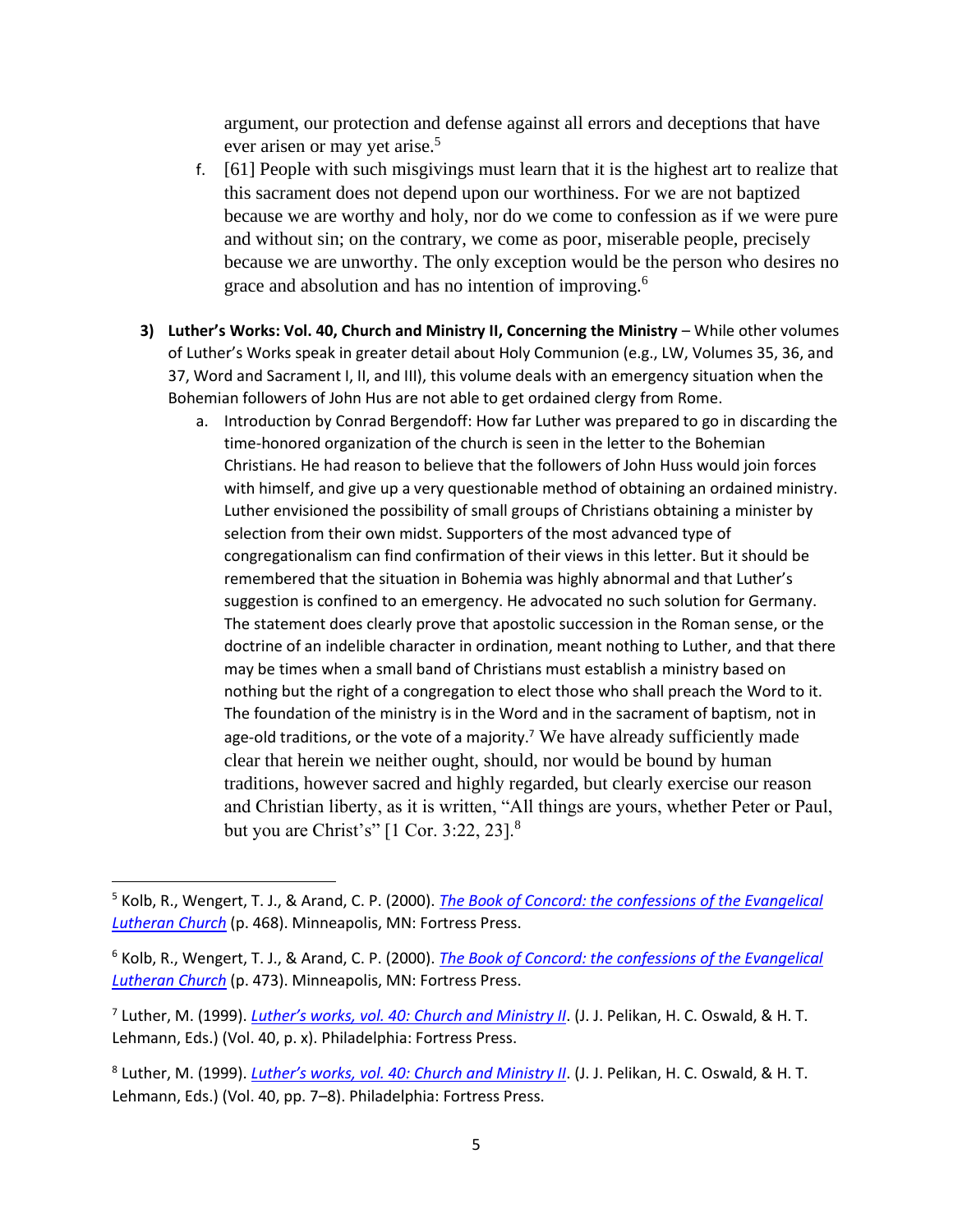argument, our protection and defense against all errors and deceptions that have ever arisen or may yet arise.[5]

f. [61] People with such misgivings must learn that it is the highest art to realize that this sacrament does not depend upon our worthiness. For we are not baptized because we are worthy and holy, nor do we come to confession as if we were pure and without sin; on the contrary, we come as poor, miserable people, precisely because we are unworthy. The only exception would be the person who desires no grace and absolution and has no intention of improving.[6]

3) **Luther's Works: Vol. 40, Church and Ministry II, Concerning the Ministry** – While other volumes of Luther's Works speak in greater detail about Holy Communion (e.g., LW, Volumes 35, 36, and 37, Word and Sacrament I, II, and III), this volume deals with an emergency situation when the Bohemian followers of John Hus are not able to get ordained clergy from Rome.

   a. Introduction by Conrad Bergendoff: How far Luther was prepared to go in discarding the time-honored organization of the church is seen in the letter to the Bohemian Christians. He had reason to believe that the followers of John Huss would join forces with himself, and give up a very questionable method of obtaining an ordained ministry. Luther envisioned the possibility of small groups of Christians obtaining a minister by selection from their own midst. Supporters of the most advanced type of congregationalism can find confirmation of their views in this letter. But it should be remembered that the situation in Bohemia was highly abnormal and that Luther's suggestion is confined to an emergency. He advocated no such solution for Germany. The statement does clearly prove that apostolic succession in the Roman sense, or the doctrine of an indelible character in ordination, meant nothing to Luther, and that there may be times when a small band of Christians must establish a ministry based on nothing but the right of a congregation to elect those who shall preach the Word to it. The foundation of the ministry is in the Word and in the sacrament of baptism, not in age-old traditions, or the vote of a majority.[7] We have already sufficiently made clear that herein we neither ought, should, nor would be bound by human traditions, however sacred and highly regarded, but clearly exercise our reason and Christian liberty, as it is written, "All things are yours, whether Peter or Paul, but you are Christ's" [1 Cor. 3:22, 23].[8]

---

[5] Kolb, R., Wengert, T. J., & Arand, C. P. (2000). *The Book of Concord: the confessions of the Evangelical Lutheran Church* (p. 468). Minneapolis, MN: Fortress Press.

[6] Kolb, R., Wengert, T. J., & Arand, C. P. (2000). *The Book of Concord: the confessions of the Evangelical Lutheran Church* (p. 473). Minneapolis, MN: Fortress Press.

[7] Luther, M. (1999). *Luther's works, vol. 40: Church and Ministry II*. (J. J. Pelikan, H. C. Oswald, & H. T. Lehmann, Eds.) (Vol. 40, p. x). Philadelphia: Fortress Press.

[8] Luther, M. (1999). *Luther's works, vol. 40: Church and Ministry II*. (J. J. Pelikan, H. C. Oswald, & H. T. Lehmann, Eds.) (Vol. 40, pp. 7–8). Philadelphia: Fortress Press.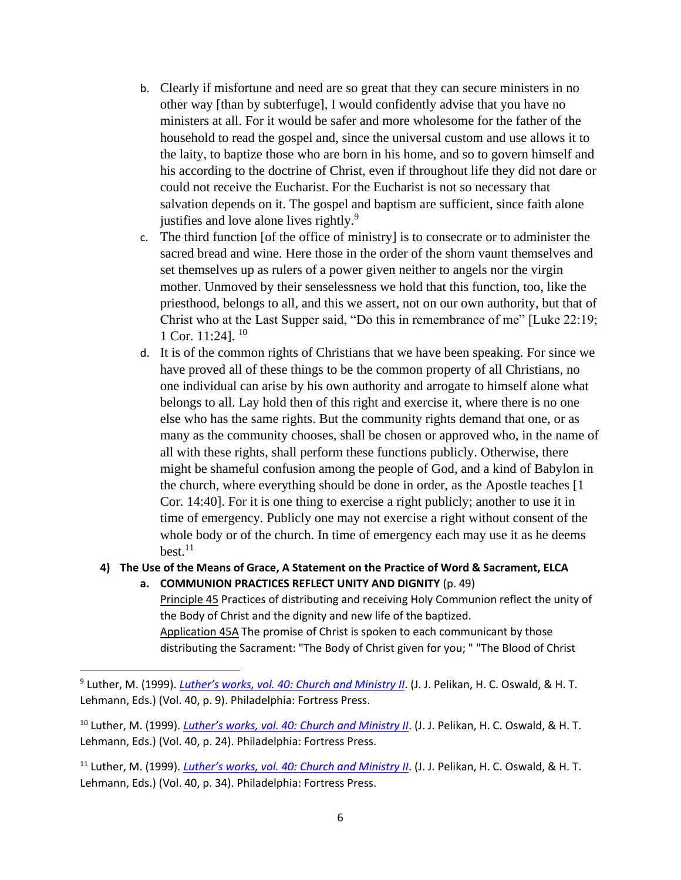b. Clearly if misfortune and need are so great that they can secure ministers in no other way [than by subterfuge], I would confidently advise that you have no ministers at all. For it would be safer and more wholesome for the father of the household to read the gospel and, since the universal custom and use allows it to the laity, to baptize those who are born in his home, and so to govern himself and his according to the doctrine of Christ, even if throughout life they did not dare or could not receive the Eucharist. For the Eucharist is not so necessary that salvation depends on it. The gospel and baptism are sufficient, since faith alone justifies and love alone lives rightly.[9]

c. The third function [of the office of ministry] is to consecrate or to administer the sacred bread and wine. Here those in the order of the shorn vaunt themselves and set themselves up as rulers of a power given neither to angels nor the virgin mother. Unmoved by their senselessness we hold that this function, too, like the priesthood, belongs to all, and this we assert, not on our own authority, but that of Christ who at the Last Supper said, "Do this in remembrance of me" [Luke 22:19; 1 Cor. 11:24]. [10]

d. It is of the common rights of Christians that we have been speaking. For since we have proved all of these things to be the common property of all Christians, no one individual can arise by his own authority and arrogate to himself alone what belongs to all. Lay hold then of this right and exercise it, where there is no one else who has the same rights. But the community rights demand that one, or as many as the community chooses, shall be chosen or approved who, in the name of all with these rights, shall perform these functions publicly. Otherwise, there might be shameful confusion among the people of God, and a kind of Babylon in the church, where everything should be done in order, as the Apostle teaches [1 Cor. 14:40]. For it is one thing to exercise a right publicly; another to use it in time of emergency. Publicly one may not exercise a right without consent of the whole body or of the church. In time of emergency each may use it as he deems best.[11]

**4) The Use of the Means of Grace, A Statement on the Practice of Word & Sacrament, ELCA**

**a. COMMUNION PRACTICES REFLECT UNITY AND DIGNITY** (p. 49)

Principle 45 Practices of distributing and receiving Holy Communion reflect the unity of the Body of Christ and the dignity and new life of the baptized.

Application 45A The promise of Christ is spoken to each communicant by those distributing the Sacrament: "The Body of Christ given for you; " "The Blood of Christ

---

[9] Luther, M. (1999). *Luther's works, vol. 40: Church and Ministry II*. (J. J. Pelikan, H. C. Oswald, & H. T. Lehmann, Eds.) (Vol. 40, p. 9). Philadelphia: Fortress Press.

[10] Luther, M. (1999). *Luther's works, vol. 40: Church and Ministry II*. (J. J. Pelikan, H. C. Oswald, & H. T. Lehmann, Eds.) (Vol. 40, p. 24). Philadelphia: Fortress Press.

[11] Luther, M. (1999). *Luther's works, vol. 40: Church and Ministry II*. (J. J. Pelikan, H. C. Oswald, & H. T. Lehmann, Eds.) (Vol. 40, p. 34). Philadelphia: Fortress Press.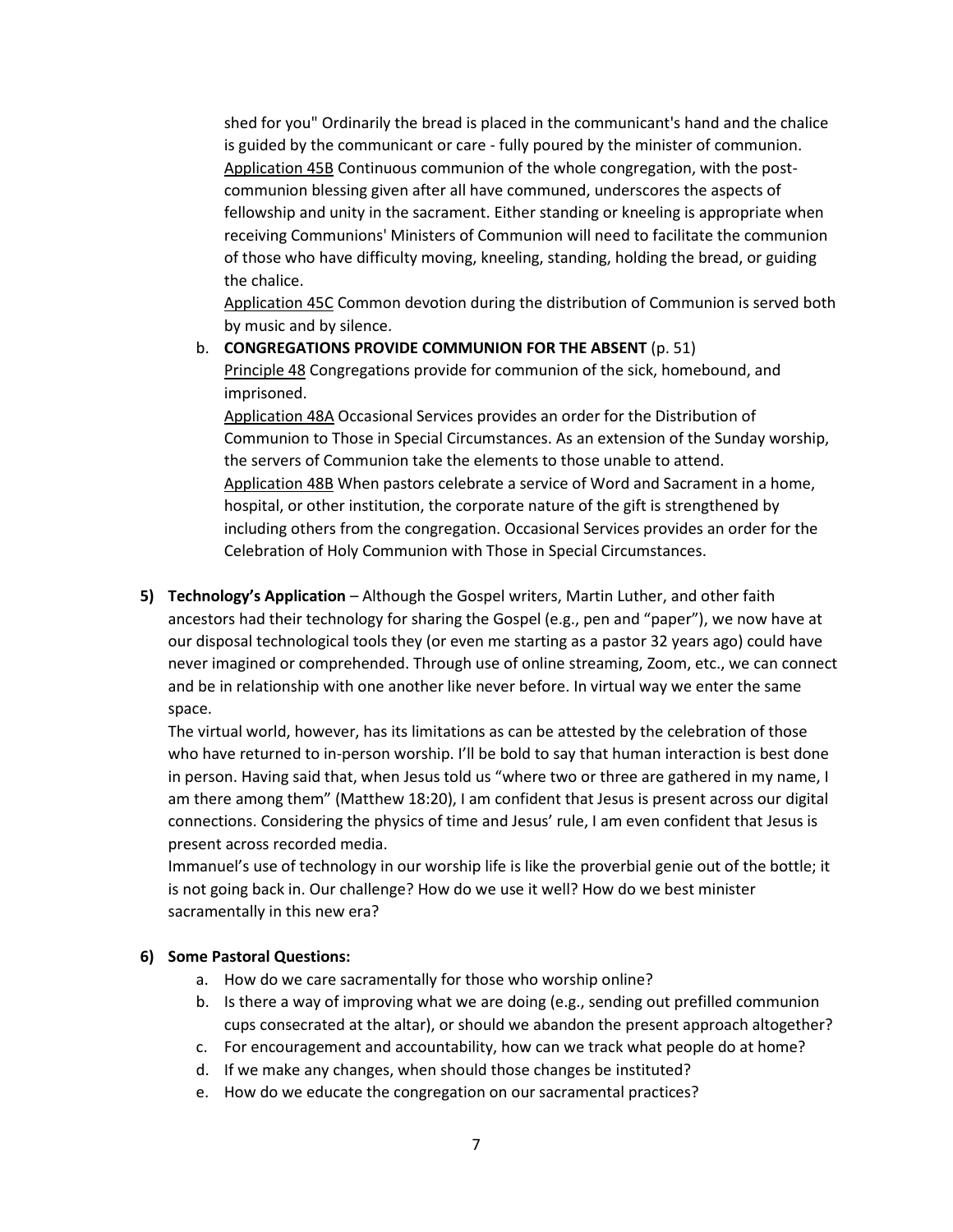shed for you" Ordinarily the bread is placed in the communicant's hand and the chalice is guided by the communicant or care - fully poured by the minister of communion.
Application 45B Continuous communion of the whole congregation, with the post-communion blessing given after all have communed, underscores the aspects of fellowship and unity in the sacrament. Either standing or kneeling is appropriate when receiving Communions' Ministers of Communion will need to facilitate the communion of those who have difficulty moving, kneeling, standing, holding the bread, or guiding the chalice.
Application 45C Common devotion during the distribution of Communion is served both by music and by silence.

b. **CONGREGATIONS PROVIDE COMMUNION FOR THE ABSENT** (p. 51)
Principle 48 Congregations provide for communion of the sick, homebound, and imprisoned.
Application 48A Occasional Services provides an order for the Distribution of Communion to Those in Special Circumstances. As an extension of the Sunday worship, the servers of Communion take the elements to those unable to attend.
Application 48B When pastors celebrate a service of Word and Sacrament in a home, hospital, or other institution, the corporate nature of the gift is strengthened by including others from the congregation. Occasional Services provides an order for the Celebration of Holy Communion with Those in Special Circumstances.

5) **Technology's Application** – Although the Gospel writers, Martin Luther, and other faith ancestors had their technology for sharing the Gospel (e.g., pen and "paper"), we now have at our disposal technological tools they (or even me starting as a pastor 32 years ago) could have never imagined or comprehended. Through use of online streaming, Zoom, etc., we can connect and be in relationship with one another like never before. In virtual way we enter the same space.
The virtual world, however, has its limitations as can be attested by the celebration of those who have returned to in-person worship. I'll be bold to say that human interaction is best done in person. Having said that, when Jesus told us "where two or three are gathered in my name, I am there among them" (Matthew 18:20), I am confident that Jesus is present across our digital connections. Considering the physics of time and Jesus' rule, I am even confident that Jesus is present across recorded media.
Immanuel's use of technology in our worship life is like the proverbial genie out of the bottle; it is not going back in. Our challenge? How do we use it well? How do we best minister sacramentally in this new era?

6) **Some Pastoral Questions:**
   a. How do we care sacramentally for those who worship online?
   b. Is there a way of improving what we are doing (e.g., sending out prefilled communion cups consecrated at the altar), or should we abandon the present approach altogether?
   c. For encouragement and accountability, how can we track what people do at home?
   d. If we make any changes, when should those changes be instituted?
   e. How do we educate the congregation on our sacramental practices?